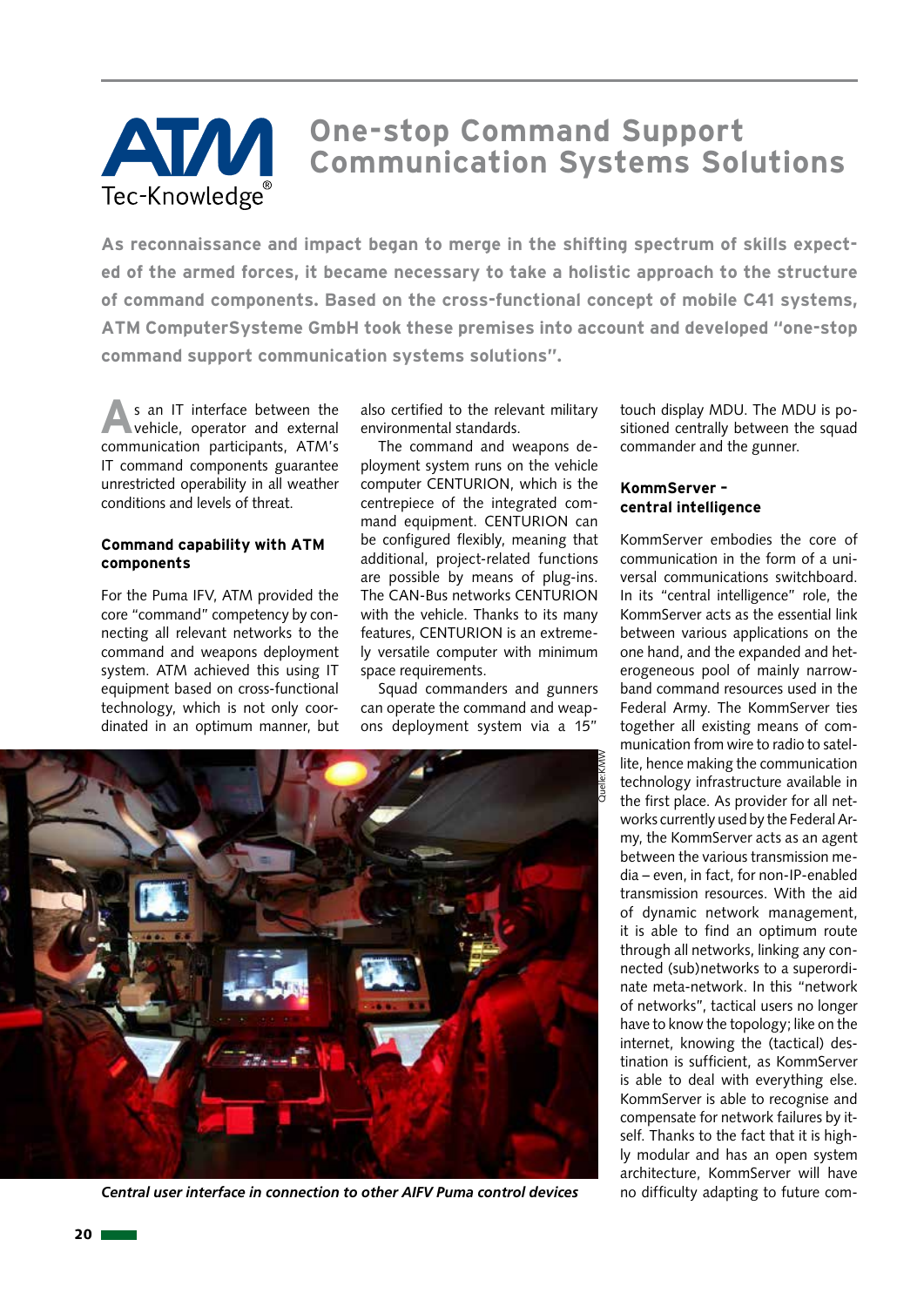# One-stop Command Support Communication Systems Solutions

**As reconnaissance and impact began to merge in the shifting spectrum of skills expected of the armed forces, it became necessary to take a holistic approach to the structure of command components. Based on the cross-functional concept of mobile C41 systems, ATM ComputerSysteme GmbH took these premises into account and developed "one-stop command support communication systems solutions".**

As an IT interface between the vehicle, operator and external communication participants, ATM's IT command components guarantee unrestricted operability in all weather conditions and levels of threat.

## Command capability with ATM components

For the Puma IFV, ATM provided the core "command" competency by connecting all relevant networks to the command and weapons deployment system. ATM achieved this using IT equipment based on cross-functional technology, which is not only coordinated in an optimum manner, but also certified to the relevant military environmental standards.

The command and weapons deployment system runs on the vehicle computer CENTURION, which is the centrepiece of the integrated command equipment. CENTURION can be configured flexibly, meaning that additional, project-related functions are possible by means of plug-ins. The CAN-Bus networks CENTURION with the vehicle. Thanks to its many features, CENTURION is an extremely versatile computer with minimum space requirements.

Squad commanders and gunners can operate the command and weapons deployment system via a 15" touch display MDU. The MDU is positioned centrally between the squad commander and the gunner.

*Central user interface in connection to other AIFV Puma control devices*

## KommServer – central intelligence

KommServer embodies the core of communication in the form of a universal communications switchboard. In its "central intelligence" role, the KommServer acts as the essential link between various applications on the one hand, and the expanded and heterogeneous pool of mainly narrowband command resources used in the Federal Army. The KommServer ties together all existing means of communication from wire to radio to satellite, hence making the communication technology infrastructure available in the first place. As provider for all networks currently used by the Federal Army, the KommServer acts as an agent between the various transmission media – even, in fact, for non-IP-enabled transmission resources. With the aid of dynamic network management, it is able to find an optimum route through all networks, linking any connected (sub)networks to a superordinate meta-network. In this "network of networks", tactical users no longer have to know the topology; like on the internet, knowing the (tactical) destination is sufficient, as KommServer is able to deal with everything else. KommServer is able to recognise and compensate for network failures by itself. Thanks to the fact that it is highly modular and has an open system architecture, KommServer will have no difficulty adapting to future com-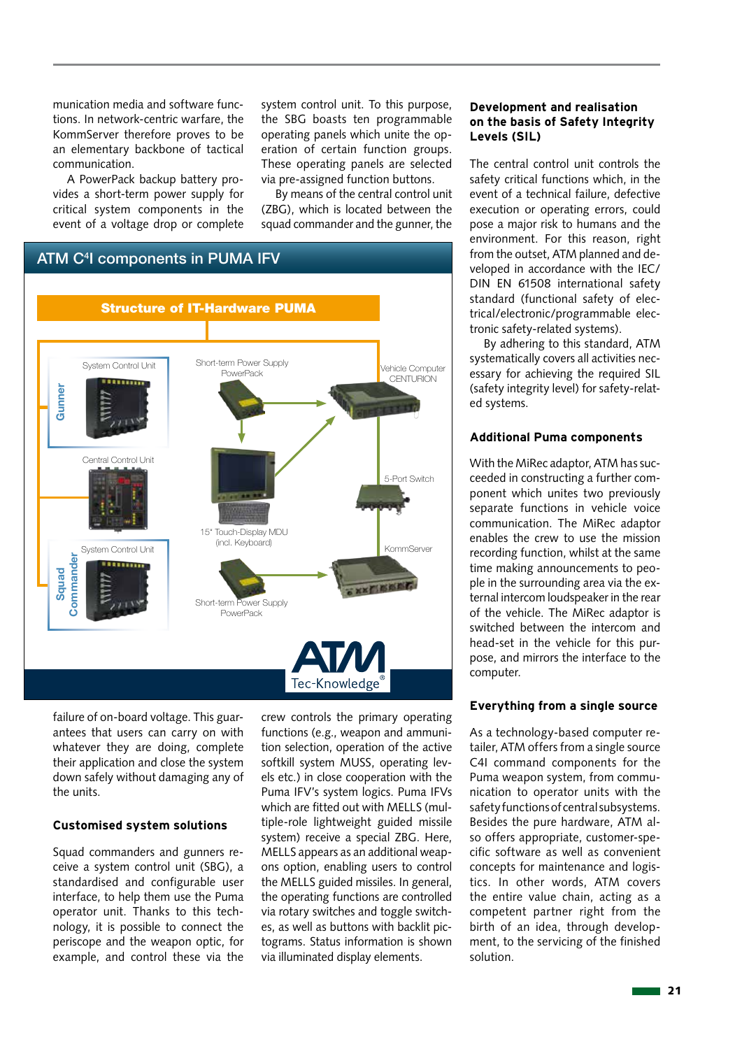munication media and software functions. In network-centric warfare, the KommServer therefore proves to be an elementary backbone of tactical communication.

A PowerPack backup battery provides a short-term power supply for critical system components in the event of a voltage drop or complete failure of on-board voltage. This guarantees that users can carry on with whatever they are doing, complete their application and close the system down safely without damaging any of the units.

## ATM C⁴I components in PUMA IFV

Structure of IT-Hardware PUMA

Gunner

System Control Unit

Central Control Unit

Squad Commander

System Control Unit

Short-term Power Supply PowerPack

15" Touch-Display MDU (incl. Keyboard)

Short-term Power Supply PowerPack

Vehicle Computer CENTURION

5-Port Switch

KommServer

ATM Tec-Knowledge®

### Customised system solutions

Squad commanders and gunners receive a system control unit (SBG), a standardised and configurable user interface, to help them use the Puma operator unit. Thanks to this technology, it is possible to connect the periscope and the weapon optic, for example, and control these via the system control unit. To this purpose, the SBG boasts ten programmable operating panels which unite the operation of certain function groups. These operating panels are selected via pre-assigned function buttons.

By means of the central control unit (ZBG), which is located between the squad commander and the gunner, the crew controls the primary operating functions (e.g., weapon and ammunition selection, control of the active softkill system MUSS, operating levels etc.) in close cooperation with the Puma IFV's system logics. Puma IFVs which are fitted out with MELLS (multiple-role lightweight guided missile system) receive a special ZBG. Here, MELLS appears as an additional weapons option, enabling users to control the MELLS guided missiles. In general, the operating functions are controlled via rotary switches and toggle switches, as well as buttons with backlit pictograms. Status information is shown via illuminated display elements.

### Development and realisation on the basis of Safety Integrity Levels (SIL)

The central control unit controls the safety critical functions which, in the event of a technical failure, defective execution or operating errors, could pose a major risk to humans and the environment. For this reason, right from the outset, ATM planned and developed in accordance with the IEC/DIN EN 61508 international safety standard (functional safety of electrical/electronic/programmable electronic safety-related systems).

By adhering to this standard, ATM systematically covers all activities necessary for achieving the required SIL (safety integrity level) for safety-related systems.

### Additional Puma components

With the MiRec adaptor, ATM has succeeded in constructing a further component which unites two previously separate functions in vehicle voice communication. The MiRec adaptor enables the crew to use the mission recording function, whilst at the same time making announcements to people in the surrounding area via the external intercom loudspeaker in the rear of the vehicle. The MiRec adaptor is switched between the intercom and head-set in the vehicle for this purpose, and mirrors the interface to the computer.

### Everything from a single source

As a technology-based computer retailer, ATM offers from a single source C4I command components for the Puma weapon system, from communication to operator units with the safety functions of central subsystems. Besides the pure hardware, ATM also offers appropriate, customer-specific software as well as convenient concepts for maintenance and logistics. In other words, ATM covers the entire value chain, acting as a competent partner right from the birth of an idea, through development, to the servicing of the finished solution.